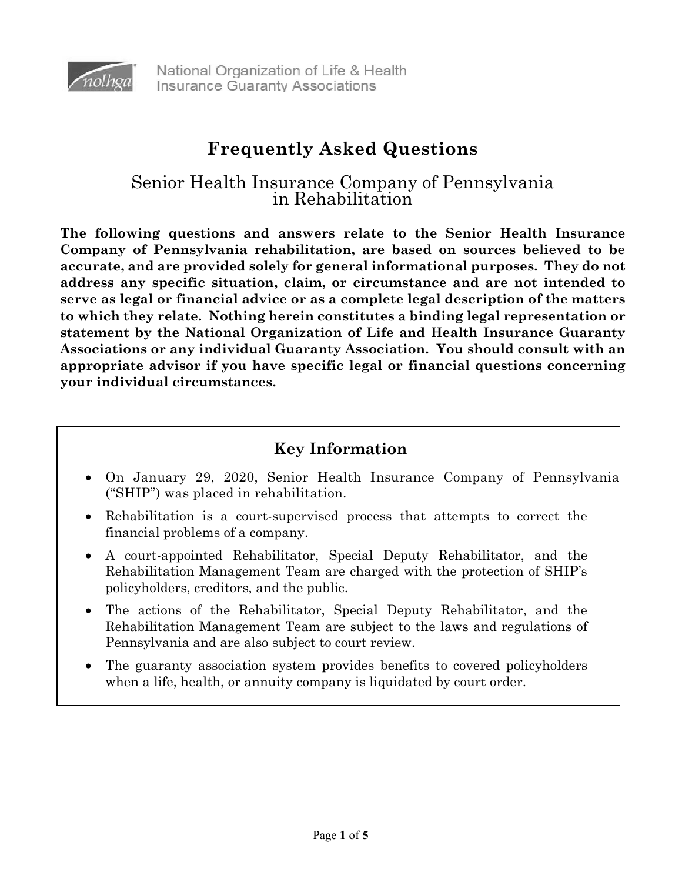National Organization of Life & Health Insurance Guaranty Associations

# Frequently Asked Questions

## Senior Health Insurance Company of Pennsylvania in Rehabilitation

**The following questions and answers relate to the Senior Health Insurance Company of Pennsylvania rehabilitation, are based on sources believed to be accurate, and are provided solely for general informational purposes. They do not address any specific situation, claim, or circumstance and are not intended to serve as legal or financial advice or as a complete legal description of the matters to which they relate. Nothing herein constitutes a binding legal representation or statement by the National Organization of Life and Health Insurance Guaranty Associations or any individual Guaranty Association. You should consult with an appropriate advisor if you have specific legal or financial questions concerning your individual circumstances.**

### Key Information

- On January 29, 2020, Senior Health Insurance Company of Pennsylvania ("SHIP") was placed in rehabilitation.
- Rehabilitation is a court-supervised process that attempts to correct the financial problems of a company.
- A court-appointed Rehabilitator, Special Deputy Rehabilitator, and the Rehabilitation Management Team are charged with the protection of SHIP's policyholders, creditors, and the public.
- The actions of the Rehabilitator, Special Deputy Rehabilitator, and the Rehabilitation Management Team are subject to the laws and regulations of Pennsylvania and are also subject to court review.
- The guaranty association system provides benefits to covered policyholders when a life, health, or annuity company is liquidated by court order.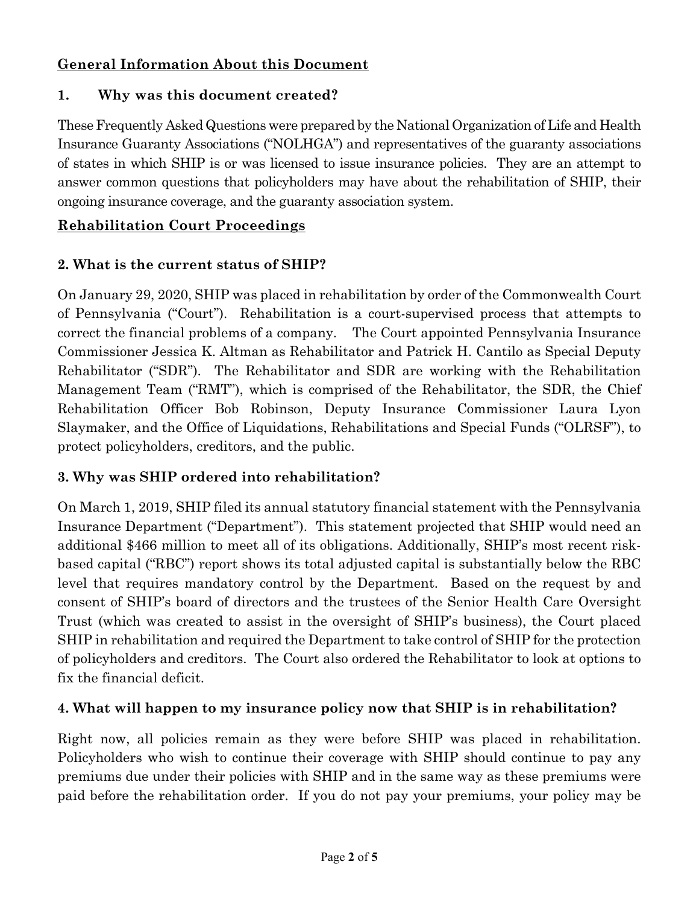## General Information About this Document

### 1. Why was this document created?

These Frequently Asked Questions were prepared by the National Organization of Life and Health Insurance Guaranty Associations ("NOLHGA") and representatives of the guaranty associations of states in which SHIP is or was licensed to issue insurance policies. They are an attempt to answer common questions that policyholders may have about the rehabilitation of SHIP, their ongoing insurance coverage, and the guaranty association system.

## Rehabilitation Court Proceedings

### 2. What is the current status of SHIP?

On January 29, 2020, SHIP was placed in rehabilitation by order of the Commonwealth Court of Pennsylvania ("Court"). Rehabilitation is a court-supervised process that attempts to correct the financial problems of a company. The Court appointed Pennsylvania Insurance Commissioner Jessica K. Altman as Rehabilitator and Patrick H. Cantilo as Special Deputy Rehabilitator ("SDR"). The Rehabilitator and SDR are working with the Rehabilitation Management Team ("RMT"), which is comprised of the Rehabilitator, the SDR, the Chief Rehabilitation Officer Bob Robinson, Deputy Insurance Commissioner Laura Lyon Slaymaker, and the Office of Liquidations, Rehabilitations and Special Funds ("OLRSF"), to protect policyholders, creditors, and the public.

### 3. Why was SHIP ordered into rehabilitation?

On March 1, 2019, SHIP filed its annual statutory financial statement with the Pennsylvania Insurance Department ("Department"). This statement projected that SHIP would need an additional $466 million to meet all of its obligations. Additionally, SHIP's most recent risk-based capital ("RBC") report shows its total adjusted capital is substantially below the RBC level that requires mandatory control by the Department. Based on the request by and consent of SHIP's board of directors and the trustees of the Senior Health Care Oversight Trust (which was created to assist in the oversight of SHIP's business), the Court placed SHIP in rehabilitation and required the Department to take control of SHIP for the protection of policyholders and creditors. The Court also ordered the Rehabilitator to look at options to fix the financial deficit.

### 4. What will happen to my insurance policy now that SHIP is in rehabilitation?

Right now, all policies remain as they were before SHIP was placed in rehabilitation. Policyholders who wish to continue their coverage with SHIP should continue to pay any premiums due under their policies with SHIP and in the same way as these premiums were paid before the rehabilitation order. If you do not pay your premiums, your policy may be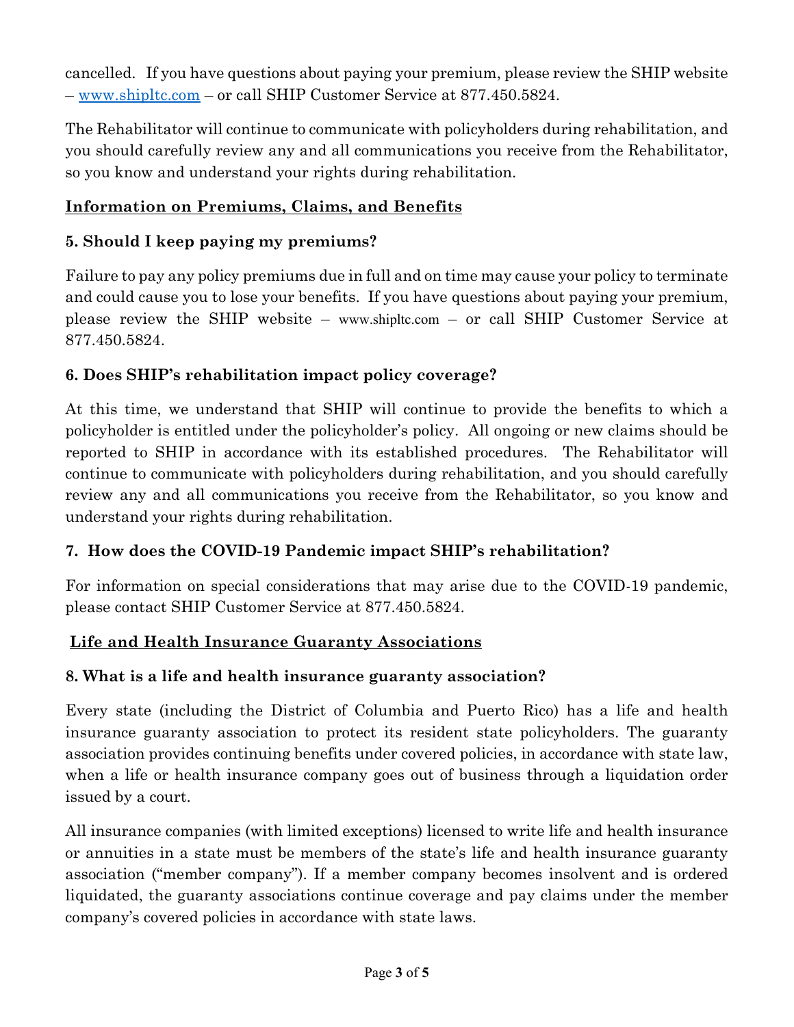cancelled. If you have questions about paying your premium, please review the SHIP website – [www.shipltc.com](http://www.shipltc.com) – or call SHIP Customer Service at 877.450.5824.

The Rehabilitator will continue to communicate with policyholders during rehabilitation, and you should carefully review any and all communications you receive from the Rehabilitator, so you know and understand your rights during rehabilitation.

## Information on Premiums, Claims, and Benefits

### 5. Should I keep paying my premiums?

Failure to pay any policy premiums due in full and on time may cause your policy to terminate and could cause you to lose your benefits. If you have questions about paying your premium, please review the SHIP website – www.shipltc.com – or call SHIP Customer Service at 877.450.5824.

### 6. Does SHIP's rehabilitation impact policy coverage?

At this time, we understand that SHIP will continue to provide the benefits to which a policyholder is entitled under the policyholder's policy. All ongoing or new claims should be reported to SHIP in accordance with its established procedures. The Rehabilitator will continue to communicate with policyholders during rehabilitation, and you should carefully review any and all communications you receive from the Rehabilitator, so you know and understand your rights during rehabilitation.

### 7. How does the COVID-19 Pandemic impact SHIP's rehabilitation?

For information on special considerations that may arise due to the COVID-19 pandemic, please contact SHIP Customer Service at 877.450.5824.

## Life and Health Insurance Guaranty Associations

### 8. What is a life and health insurance guaranty association?

Every state (including the District of Columbia and Puerto Rico) has a life and health insurance guaranty association to protect its resident state policyholders. The guaranty association provides continuing benefits under covered policies, in accordance with state law, when a life or health insurance company goes out of business through a liquidation order issued by a court.

All insurance companies (with limited exceptions) licensed to write life and health insurance or annuities in a state must be members of the state's life and health insurance guaranty association ("member company"). If a member company becomes insolvent and is ordered liquidated, the guaranty associations continue coverage and pay claims under the member company's covered policies in accordance with state laws.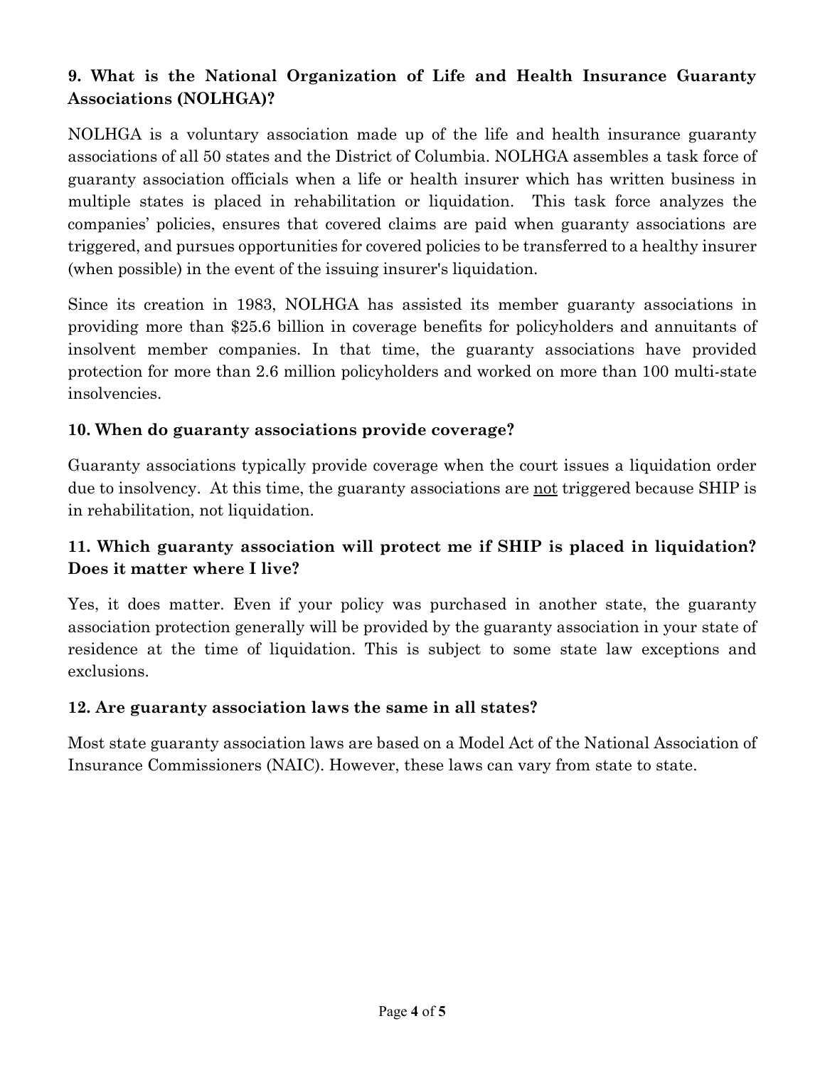### 9. What is the National Organization of Life and Health Insurance Guaranty Associations (NOLHGA)?

NOLHGA is a voluntary association made up of the life and health insurance guaranty associations of all 50 states and the District of Columbia. NOLHGA assembles a task force of guaranty association officials when a life or health insurer which has written business in multiple states is placed in rehabilitation or liquidation. This task force analyzes the companies' policies, ensures that covered claims are paid when guaranty associations are triggered, and pursues opportunities for covered policies to be transferred to a healthy insurer (when possible) in the event of the issuing insurer's liquidation.

Since its creation in 1983, NOLHGA has assisted its member guaranty associations in providing more than $25.6 billion in coverage benefits for policyholders and annuitants of insolvent member companies. In that time, the guaranty associations have provided protection for more than 2.6 million policyholders and worked on more than 100 multi-state insolvencies.

### 10. When do guaranty associations provide coverage?

Guaranty associations typically provide coverage when the court issues a liquidation order due to insolvency. At this time, the guaranty associations are <u>not</u> triggered because SHIP is in rehabilitation, not liquidation.

### 11. Which guaranty association will protect me if SHIP is placed in liquidation? Does it matter where I live?

Yes, it does matter. Even if your policy was purchased in another state, the guaranty association protection generally will be provided by the guaranty association in your state of residence at the time of liquidation. This is subject to some state law exceptions and exclusions.

### 12. Are guaranty association laws the same in all states?

Most state guaranty association laws are based on a Model Act of the National Association of Insurance Commissioners (NAIC). However, these laws can vary from state to state.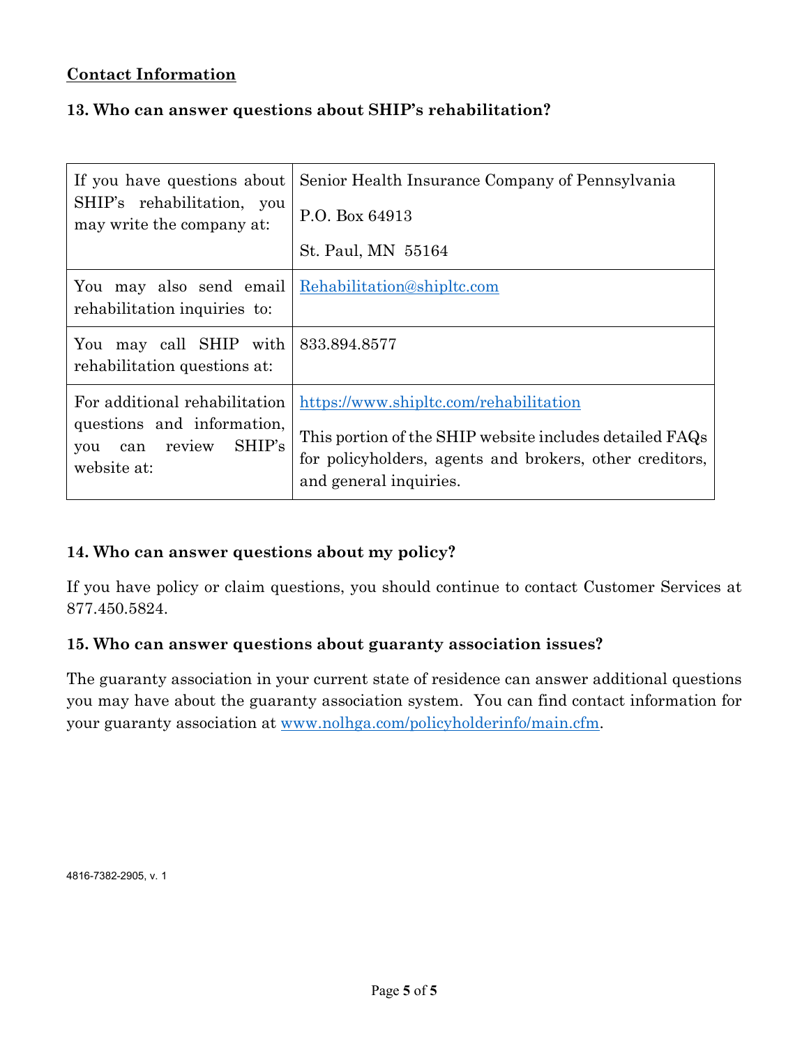## Contact Information

### 13. Who can answer questions about SHIP's rehabilitation?

| | |
|---|---|
| If you have questions about SHIP's rehabilitation, you may write the company at: | Senior Health Insurance Company of Pennsylvania<br>P.O. Box 64913<br>St. Paul, MN 55164 |
| You may also send email rehabilitation inquiries to: | Rehabilitation@shipltc.com |
| You may call SHIP with rehabilitation questions at: | 833.894.8577 |
| For additional rehabilitation questions and information, you can review SHIP's website at: | https://www.shipltc.com/rehabilitation<br>This portion of the SHIP website includes detailed FAQs for policyholders, agents and brokers, other creditors, and general inquiries. |

### 14. Who can answer questions about my policy?

If you have policy or claim questions, you should continue to contact Customer Services at 877.450.5824.

### 15. Who can answer questions about guaranty association issues?

The guaranty association in your current state of residence can answer additional questions you may have about the guaranty association system. You can find contact information for your guaranty association at www.nolhga.com/policyholderinfo/main.cfm.

4816-7382-2905, v. 1